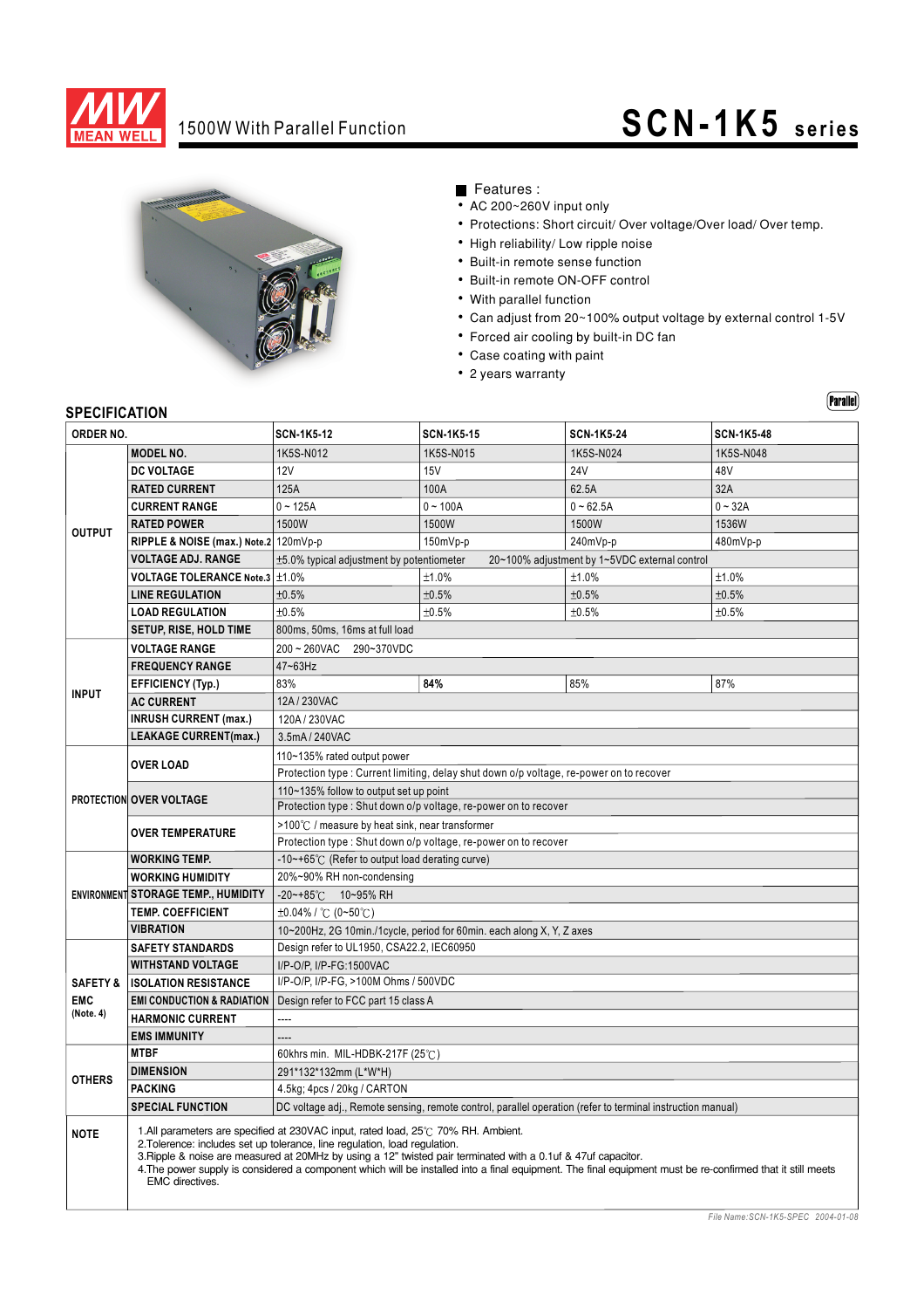MEAN WELL

# 1500W With Parallel Function

# SCN-1K5 series

■ Features :

- AC 200~260V input only
- Protections: Short circuit/ Over voltage/Over load/ Over temp.
- High reliability/ Low ripple noise
- Built-in remote sense function
- Built-in remote ON-OFF control
- With parallel function
- Can adjust from 20~100% output voltage by external control 1-5V
- Forced air cooling by built-in DC fan
- Case coating with paint
- 2 years warranty

Parallel

## SPECIFICATION

| ORDER NO. | | SCN-1K5-12 | SCN-1K5-15 | SCN-1K5-24 | SCN-1K5-48 |
|---|---|---|---|---|---|
| OUTPUT | MODEL NO. | 1K5S-N012 | 1K5S-N015 | 1K5S-N024 | 1K5S-N048 |
| | DC VOLTAGE | 12V | 15V | 24V | 48V |
| | RATED CURRENT | 125A | 100A | 62.5A | 32A |
| | CURRENT RANGE | 0 ~ 125A | 0 ~ 100A | 0 ~ 62.5A | 0 ~ 32A |
| | RATED POWER | 1500W | 1500W | 1500W | 1536W |
| | RIPPLE & NOISE (max.) Note.2 | 120mVp-p | 150mVp-p | 240mVp-p | 480mVp-p |
| | VOLTAGE ADJ. RANGE | ±5.0% typical adjustment by potentiometer 20~100% adjustment by 1~5VDC external control | | | |
| | VOLTAGE TOLERANCE Note.3 | ±1.0% | ±1.0% | ±1.0% | ±1.0% |
| | LINE REGULATION | ±0.5% | ±0.5% | ±0.5% | ±0.5% |
| | LOAD REGULATION | ±0.5% | ±0.5% | ±0.5% | ±0.5% |
| | SETUP, RISE, HOLD TIME | 800ms, 50ms, 16ms at full load | | | |
| INPUT | VOLTAGE RANGE | 200 ~ 260VAC 290~370VDC | | | |
| | FREQUENCY RANGE | 47~63Hz | | | |
| | EFFICIENCY (Typ.) | 83% | 84% | 85% | 87% |
| | AC CURRENT | 12A / 230VAC | | | |
| | INRUSH CURRENT (max.) | 120A / 230VAC | | | |
| | LEAKAGE CURRENT(max.) | 3.5mA / 240VAC | | | |
| PROTECTION | OVER LOAD | 110~135% rated output power | | | |
| | | Protection type : Current limiting, delay shut down o/p voltage, re-power on to recover | | | |
| | OVER VOLTAGE | 110~135% follow to output set up point | | | |
| | | Protection type : Shut down o/p voltage, re-power on to recover | | | |
| | OVER TEMPERATURE | >100℃ / measure by heat sink, near transformer | | | |
| | | Protection type : Shut down o/p voltage, re-power on to recover | | | |
| ENVIRONMENT | WORKING TEMP. | -10~+65℃ (Refer to output load derating curve) | | | |
| | WORKING HUMIDITY | 20%~90% RH non-condensing | | | |
| | STORAGE TEMP., HUMIDITY | -20~+85℃ 10~95% RH | | | |
| | TEMP. COEFFICIENT | ±0.04% / ℃ (0~50℃) | | | |
| | VIBRATION | 10~200Hz, 2G 10min./1cycle, period for 60min. each along X, Y, Z axes | | | |
| SAFETY & EMC (Note. 4) | SAFETY STANDARDS | Design refer to UL1950, CSA22.2, IEC60950 | | | |
| | WITHSTAND VOLTAGE | I/P-O/P, I/P-FG:1500VAC | | | |
| | ISOLATION RESISTANCE | I/P-O/P, I/P-FG, >100M Ohms / 500VDC | | | |
| | EMI CONDUCTION & RADIATION | Design refer to FCC part 15 class A | | | |
| | HARMONIC CURRENT | ---- | | | |
| | EMS IMMUNITY | ---- | | | |
| OTHERS | MTBF | 60khrs min. MIL-HDBK-217F (25℃) | | | |
| | DIMENSION | 291*132*132mm (L*W*H) | | | |
| | PACKING | 4.5kg; 4pcs / 20kg / CARTON | | | |
| | SPECIAL FUNCTION | DC voltage adj., Remote sensing, remote control, parallel operation (refer to terminal instruction manual) | | | |

**NOTE**

1. All parameters are specified at 230VAC input, rated load, 25℃ 70% RH. Ambient.
2. Tolerence: includes set up tolerance, line regulation, load regulation.
3. Ripple & noise are measured at 20MHz by using a 12" twisted pair terminated with a 0.1uf & 47uf capacitor.
4. The power supply is considered a component which will be installed into a final equipment. The final equipment must be re-confirmed that it still meets EMC directives.

File Name:SCN-1K5-SPEC 2004-01-08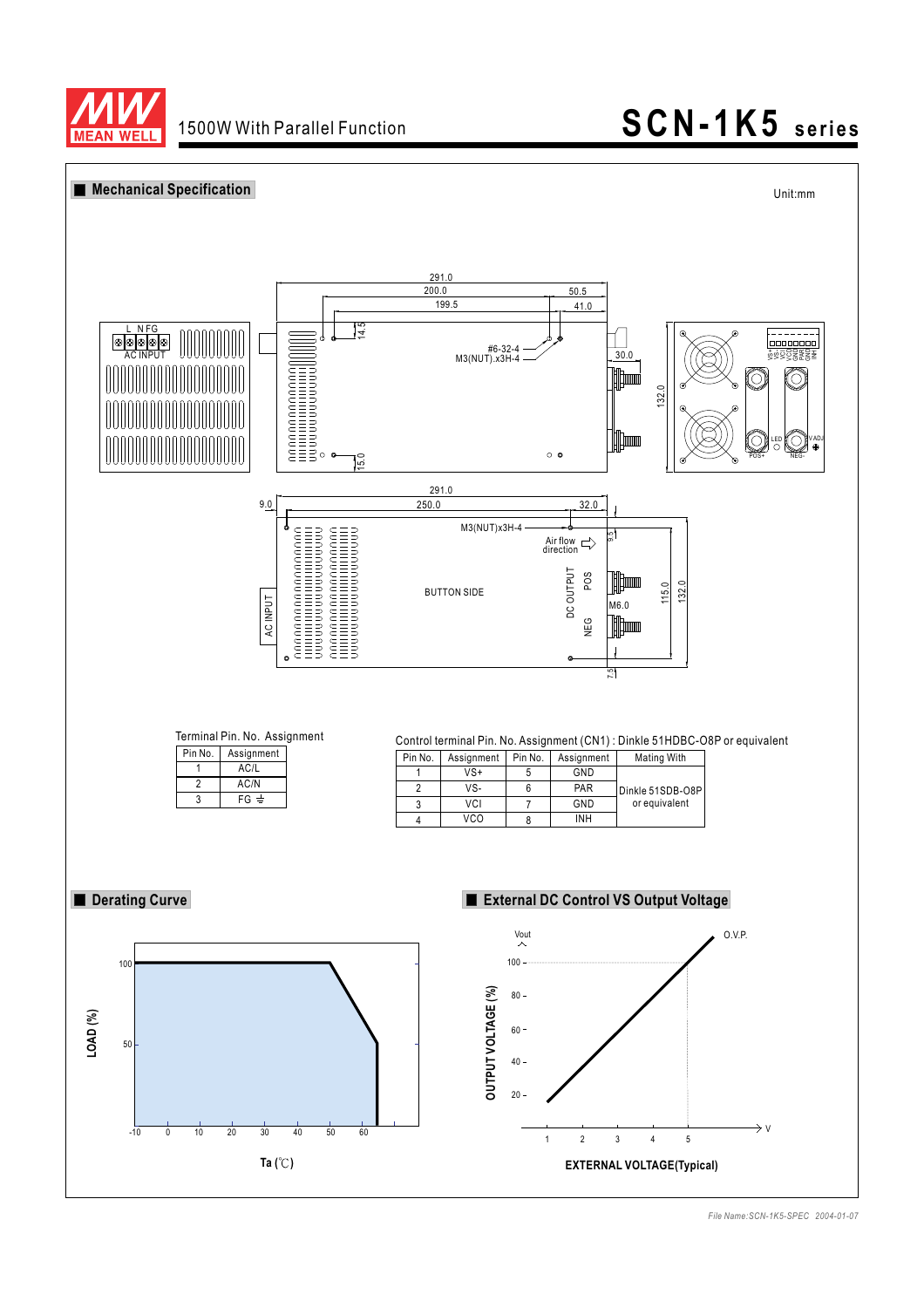## Mechanical Specification

Unit:mm

Terminal Pin. No. Assignment

| Pin No. | Assignment |
|---|---|
| 1 | AC/L |
| 2 | AC/N |
| 3 | FG ⏚ |

Control terminal Pin. No. Assignment (CN1) : Dinkle 51HDBC-O8P or equivalent

| Pin No. | Assignment | Pin No. | Assignment | Mating With |
|---|---|---|---|---|
| 1 | VS+ | 5 | GND | Dinkle 51SDB-O8P or equivalent |
| 2 | VS- | 6 | PAR | |
| 3 | VCI | 7 | GND | |
| 4 | VCO | 8 | INH | |

## Derating Curve

## External DC Control VS Output Voltage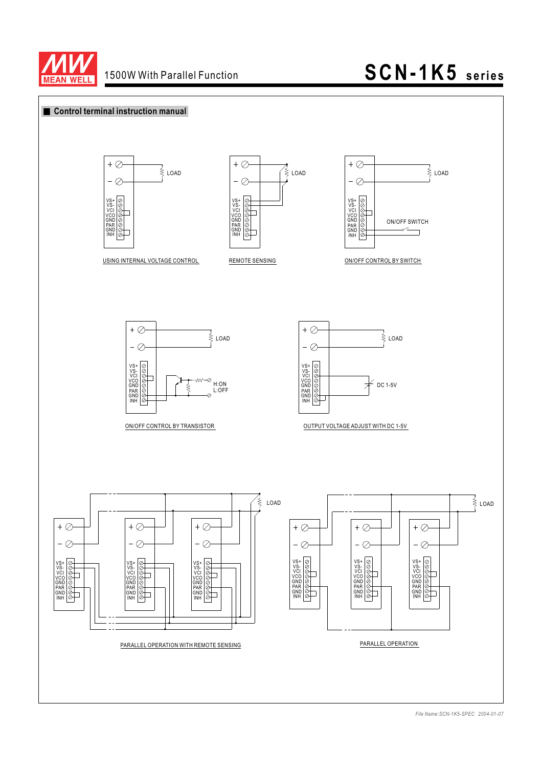## Control terminal instruction manual

+
−
VS+
VS-
VCI
VCO
GND
PAR
GND
INH
LOAD

USING INTERNAL VOLTAGE CONTROL

+
−
VS+
VS-
VCI
VCO
GND
PAR
GND
INH
LOAD

REMOTE SENSING

+
−
VS+
VS-
VCI
VCO
GND
PAR
GND
INH
LOAD
ON/OFF SWITCH

ON/OFF CONTROL BY SWITCH

+
−
VS+
VS-
VCI
VCO
GND
PAR
GND
INH
LOAD
H:ON
L:OFF

ON/OFF CONTROL BY TRANSISTOR

+
−
VS+
VS-
VCI
VCO
GND
PAR
GND
INH
LOAD
DC 1-5V

OUTPUT VOLTAGE ADJUST WITH DC 1-5V

LOAD
+
−
VS+
VS-
VCI
VCO
GND
PAR
GND
INH

PARALLEL OPERATION WITH REMOTE SENSING

LOAD
+
−
VS+
VS-
VCI
VCO
GND
PAR
GND
INH

PARALLEL OPERATION